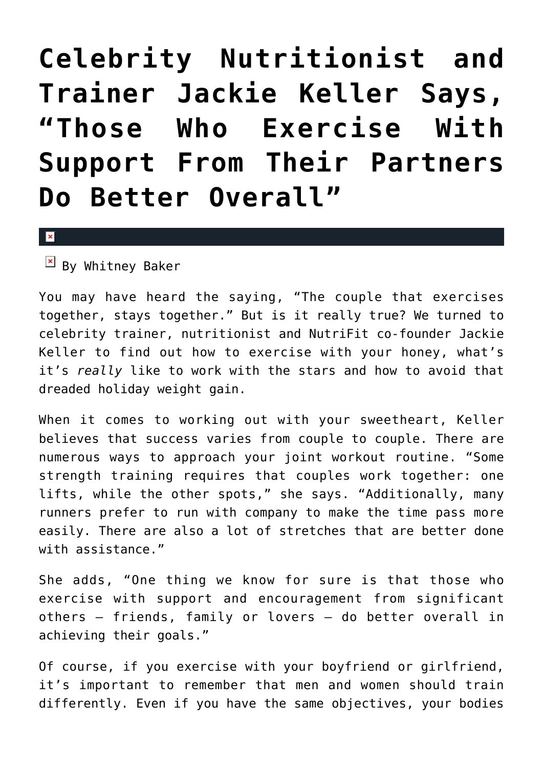# Celebrity Nutritionist and Trainer Jackie Keller Says, “Those Who Exercise With Support From Their Partners Do Better Overall”

By Whitney Baker

You may have heard the saying, “The couple that exercises together, stays together.” But is it really true? We turned to celebrity trainer, nutritionist and NutriFit co-founder Jackie Keller to find out how to exercise with your honey, what’s it’s *really* like to work with the stars and how to avoid that dreaded holiday weight gain.

When it comes to working out with your sweetheart, Keller believes that success varies from couple to couple. There are numerous ways to approach your joint workout routine. “Some strength training requires that couples work together: one lifts, while the other spots,” she says. “Additionally, many runners prefer to run with company to make the time pass more easily. There are also a lot of stretches that are better done with assistance.”

She adds, “One thing we know for sure is that those who exercise with support and encouragement from significant others — friends, family or lovers — do better overall in achieving their goals.”

Of course, if you exercise with your boyfriend or girlfriend, it’s important to remember that men and women should train differently. Even if you have the same objectives, your bodies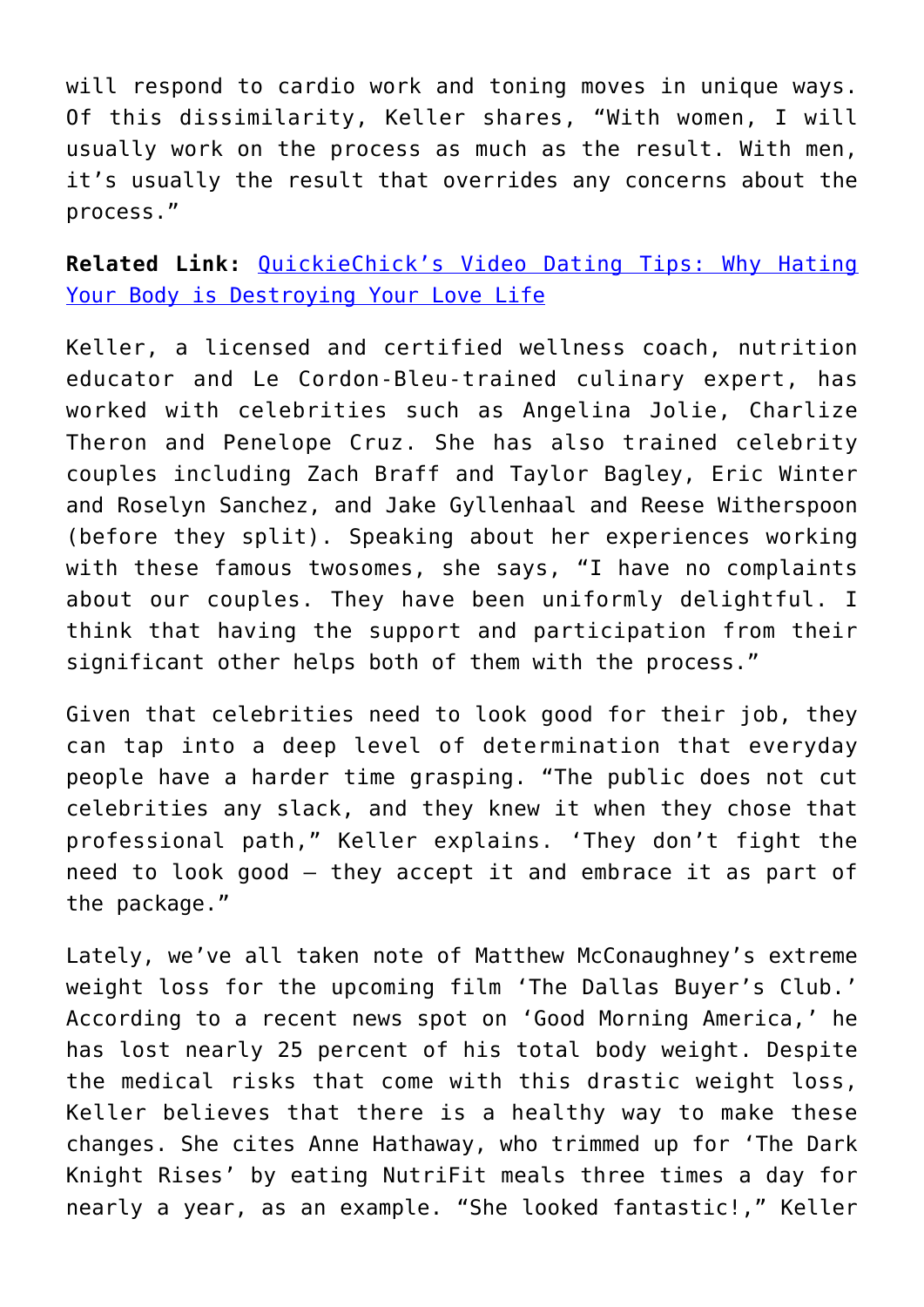will respond to cardio work and toning moves in unique ways. Of this dissimilarity, Keller shares, "With women, I will usually work on the process as much as the result. With men, it's usually the result that overrides any concerns about the process."

**Related Link:** QuickieChick's Video Dating Tips: Why Hating Your Body is Destroying Your Love Life

Keller, a licensed and certified wellness coach, nutrition educator and Le Cordon-Bleu-trained culinary expert, has worked with celebrities such as Angelina Jolie, Charlize Theron and Penelope Cruz. She has also trained celebrity couples including Zach Braff and Taylor Bagley, Eric Winter and Roselyn Sanchez, and Jake Gyllenhaal and Reese Witherspoon (before they split). Speaking about her experiences working with these famous twosomes, she says, "I have no complaints about our couples. They have been uniformly delightful. I think that having the support and participation from their significant other helps both of them with the process."

Given that celebrities need to look good for their job, they can tap into a deep level of determination that everyday people have a harder time grasping. "The public does not cut celebrities any slack, and they knew it when they chose that professional path," Keller explains. 'They don't fight the need to look good – they accept it and embrace it as part of the package."

Lately, we've all taken note of Matthew McConaughney's extreme weight loss for the upcoming film 'The Dallas Buyer's Club.' According to a recent news spot on 'Good Morning America,' he has lost nearly 25 percent of his total body weight. Despite the medical risks that come with this drastic weight loss, Keller believes that there is a healthy way to make these changes. She cites Anne Hathaway, who trimmed up for 'The Dark Knight Rises' by eating NutriFit meals three times a day for nearly a year, as an example. "She looked fantastic!," Keller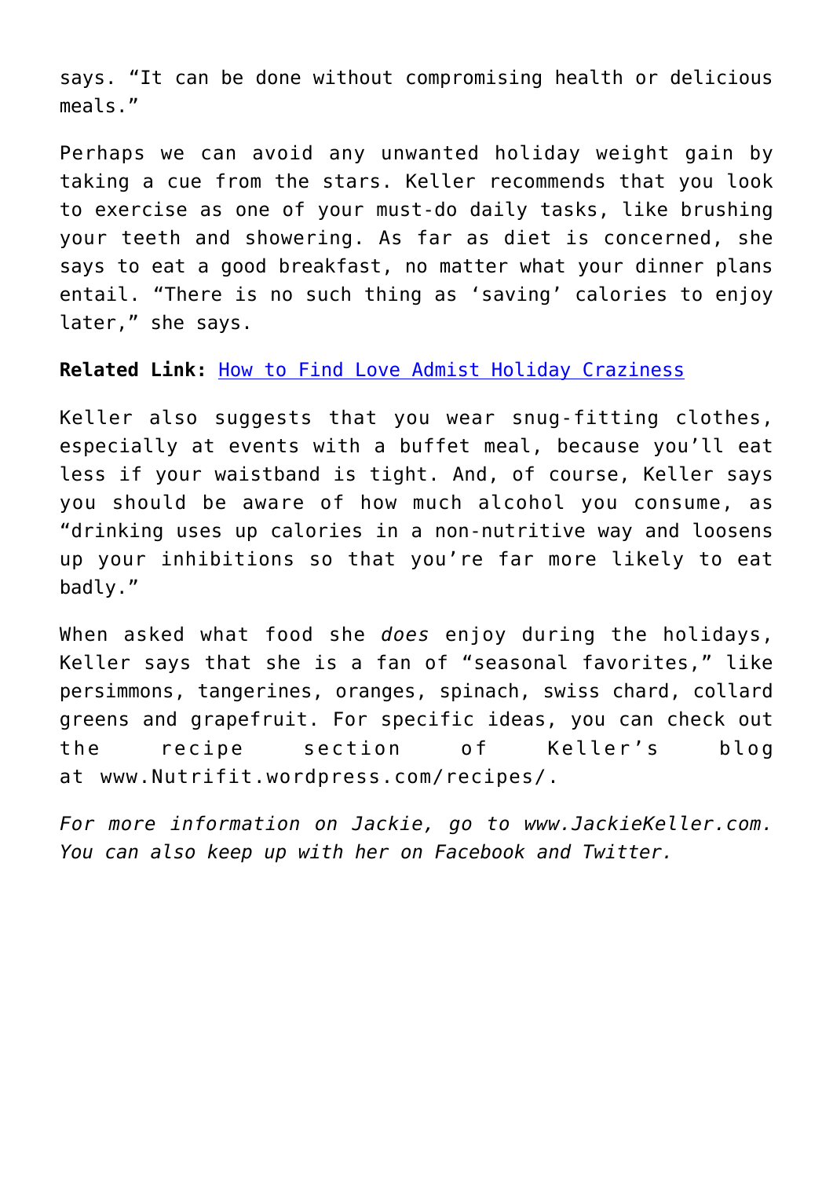says. “It can be done without compromising health or delicious meals.”

Perhaps we can avoid any unwanted holiday weight gain by taking a cue from the stars. Keller recommends that you look to exercise as one of your must-do daily tasks, like brushing your teeth and showering. As far as diet is concerned, she says to eat a good breakfast, no matter what your dinner plans entail. “There is no such thing as ‘saving’ calories to enjoy later,” she says.

**Related Link:** How to Find Love Admist Holiday Craziness

Keller also suggests that you wear snug-fitting clothes, especially at events with a buffet meal, because you’ll eat less if your waistband is tight. And, of course, Keller says you should be aware of how much alcohol you consume, as “drinking uses up calories in a non-nutritive way and loosens up your inhibitions so that you’re far more likely to eat badly.”

When asked what food she *does* enjoy during the holidays, Keller says that she is a fan of “seasonal favorites,” like persimmons, tangerines, oranges, spinach, swiss chard, collard greens and grapefruit. For specific ideas, you can check out the recipe section of Keller’s blog at www.Nutrifit.wordpress.com/recipes/.

*For more information on Jackie, go to www.JackieKeller.com. You can also keep up with her on Facebook and Twitter.*